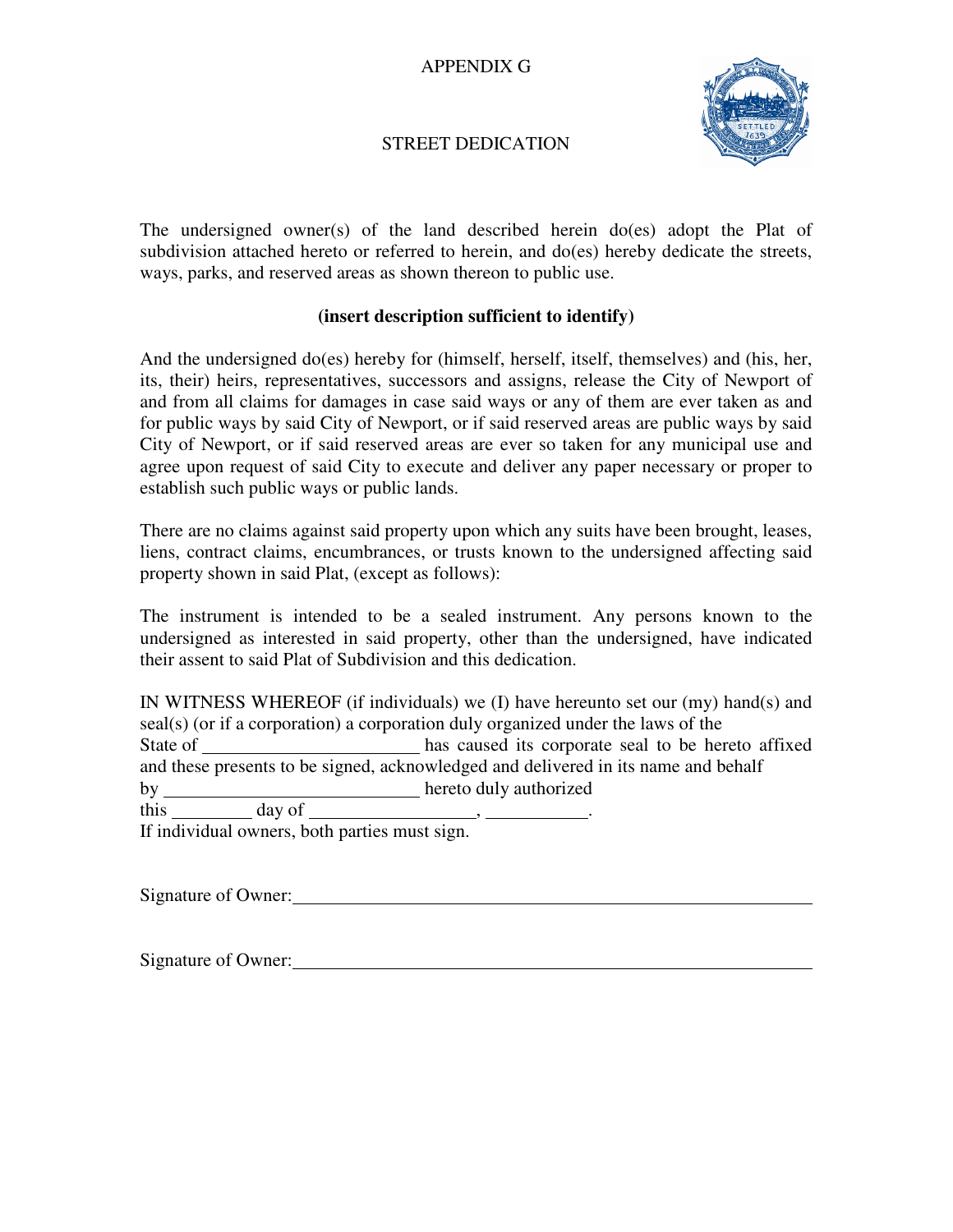# APPENDIX G

## STREET DEDICATION

The undersigned owner(s) of the land described herein do(es) adopt the Plat of subdivision attached hereto or referred to herein, and do(es) hereby dedicate the streets, ways, parks, and reserved areas as shown thereon to public use.

**(insert description sufficient to identify)**

And the undersigned do(es) hereby for (himself, herself, itself, themselves) and (his, her, its, their) heirs, representatives, successors and assigns, release the City of Newport of and from all claims for damages in case said ways or any of them are ever taken as and for public ways by said City of Newport, or if said reserved areas are public ways by said City of Newport, or if said reserved areas are ever so taken for any municipal use and agree upon request of said City to execute and deliver any paper necessary or proper to establish such public ways or public lands.

There are no claims against said property upon which any suits have been brought, leases, liens, contract claims, encumbrances, or trusts known to the undersigned affecting said property shown in said Plat, (except as follows):

The instrument is intended to be a sealed instrument. Any persons known to the undersigned as interested in said property, other than the undersigned, have indicated their assent to said Plat of Subdivision and this dedication.

IN WITNESS WHEREOF (if individuals) we (I) have hereunto set our (my) hand(s) and seal(s) (or if a corporation) a corporation duly organized under the laws of the State of ________________________ has caused its corporate seal to be hereto affixed and these presents to be signed, acknowledged and delivered in its name and behalf by ____________________________ hereto duly authorized this _________ day of __________________, ___________.
If individual owners, both parties must sign.

Signature of Owner:_____________________________________________________________

Signature of Owner:_____________________________________________________________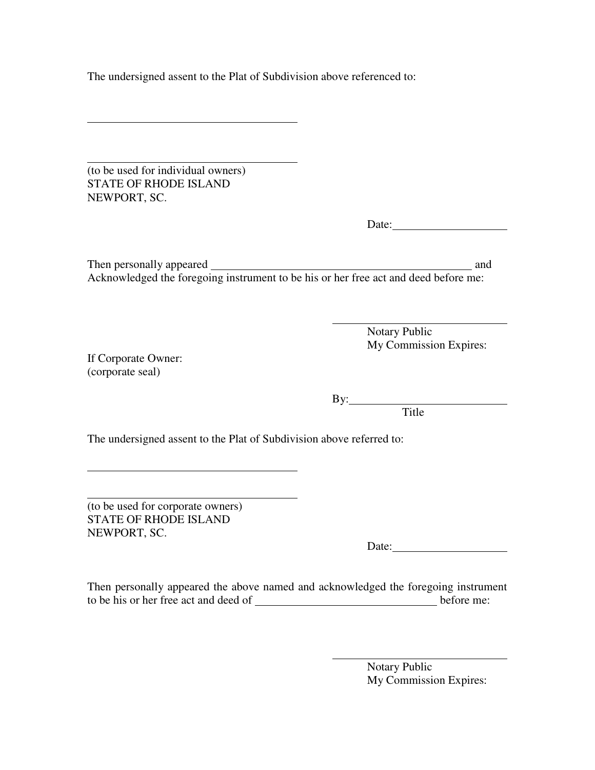The undersigned assent to the Plat of Subdivision above referenced to:

\_\_\_\_\_\_\_\_\_\_\_\_\_\_\_\_\_\_\_\_\_\_\_\_\_\_\_\_\_\_\_\_\_\_\_\_

\_\_\_\_\_\_\_\_\_\_\_\_\_\_\_\_\_\_\_\_\_\_\_\_\_\_\_\_\_\_\_\_\_\_\_\_

(to be used for individual owners)
STATE OF RHODE ISLAND
NEWPORT, SC.

Date:\_\_\_\_\_\_\_\_\_\_\_\_\_\_\_\_\_\_\_\_

Then personally appeared \_\_\_\_\_\_\_\_\_\_\_\_\_\_\_\_\_\_\_\_\_\_\_\_\_\_\_\_\_\_\_\_\_\_\_\_\_\_\_\_\_\_\_\_\_\_\_\_ and Acknowledged the foregoing instrument to be his or her free act and deed before me:

\_\_\_\_\_\_\_\_\_\_\_\_\_\_\_\_\_\_\_\_\_\_\_\_\_\_\_\_\_\_
Notary Public
My Commission Expires:

If Corporate Owner:
(corporate seal)

By:\_\_\_\_\_\_\_\_\_\_\_\_\_\_\_\_\_\_\_\_\_\_\_\_\_\_\_\_
Title

The undersigned assent to the Plat of Subdivision above referred to:

\_\_\_\_\_\_\_\_\_\_\_\_\_\_\_\_\_\_\_\_\_\_\_\_\_\_\_\_\_\_\_\_\_\_\_\_

\_\_\_\_\_\_\_\_\_\_\_\_\_\_\_\_\_\_\_\_\_\_\_\_\_\_\_\_\_\_\_\_\_\_\_\_

(to be used for corporate owners)
STATE OF RHODE ISLAND
NEWPORT, SC.

Date:\_\_\_\_\_\_\_\_\_\_\_\_\_\_\_\_\_\_\_\_

Then personally appeared the above named and acknowledged the foregoing instrument to be his or her free act and deed of \_\_\_\_\_\_\_\_\_\_\_\_\_\_\_\_\_\_\_\_\_\_\_\_\_\_\_\_\_\_\_\_ before me:

\_\_\_\_\_\_\_\_\_\_\_\_\_\_\_\_\_\_\_\_\_\_\_\_\_\_\_\_\_\_
Notary Public
My Commission Expires: